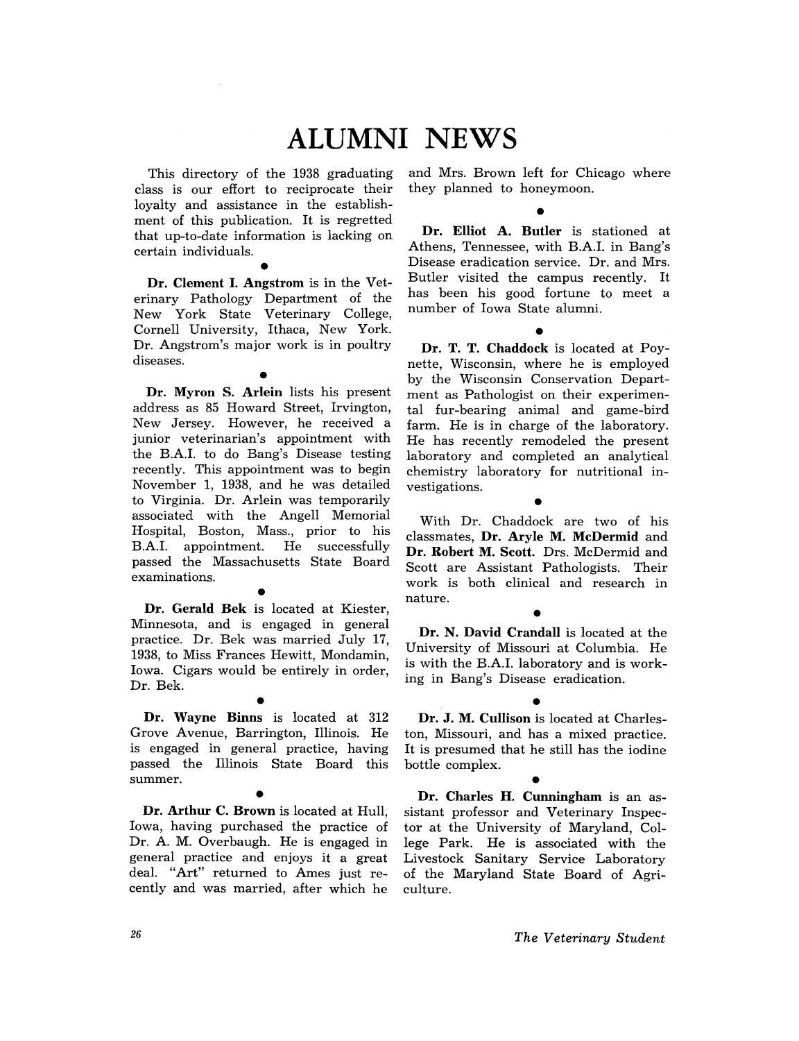# ALUMNI NEWS

This directory of the 1938 graduating class is our effort to reciprocate their loyalty and assistance in the establishment of this publication. It is regretted that up-to-date information is lacking on certain individuals.

•

**Dr. Clement I. Angstrom** is in the Veterinary Pathology Department of the New York State Veterinary College, Cornell University, Ithaca, New York. Dr. Angstrom's major work is in poultry diseases.

•

**Dr. Myron S. Arlein** lists his present address as 85 Howard Street, Irvington, New Jersey. However, he received a junior veterinarian's appointment with the B.A.I. to do Bang's Disease testing recently. This appointment was to begin November 1, 1938, and he was detailed to Virginia. Dr. Arlein was temporarily associated with the Angell Memorial Hospital, Boston, Mass., prior to his B.A.I. appointment. He successfully passed the Massachusetts State Board examinations.

•

**Dr. Gerald Bek** is located at Kiester, Minnesota, and is engaged in general practice. Dr. Bek was married July 17, 1938, to Miss Frances Hewitt, Mondamin, Iowa. Cigars would be entirely in order, Dr. Bek.

•

**Dr. Wayne Binns** is located at 312 Grove Avenue, Barrington, Illinois. He is engaged in general practice, having passed the Illinois State Board this summer.

•

**Dr. Arthur C. Brown** is located at Hull, Iowa, having purchased the practice of Dr. A. M. Overbaugh. He is engaged in general practice and enjoys it a great deal. "Art" returned to Ames just recently and was married, after which he and Mrs. Brown left for Chicago where they planned to honeymoon.

•

**Dr. Elliot A. Butler** is stationed at Athens, Tennessee, with B.A.I. in Bang's Disease eradication service. Dr. and Mrs. Butler visited the campus recently. It has been his good fortune to meet a number of Iowa State alumni.

•

**Dr. T. T. Chaddock** is located at Poynette, Wisconsin, where he is employed by the Wisconsin Conservation Department as Pathologist on their experimental fur-bearing animal and game-bird farm. He is in charge of the laboratory. He has recently remodeled the present laboratory and completed an analytical chemistry laboratory for nutritional investigations.

•

With Dr. Chaddock are two of his classmates, **Dr. Aryle M. McDermid** and **Dr. Robert M. Scott.** Drs. McDermid and Scott are Assistant Pathologists. Their work is both clinical and research in nature.

•

**Dr. N. David Crandall** is located at the University of Missouri at Columbia. He is with the B.A.I. laboratory and is working in Bang's Disease eradication.

•

**Dr. J. M. Cullison** is located at Charleston, Missouri, and has a mixed practice. It is presumed that he still has the iodine bottle complex.

•

**Dr. Charles H. Cunningham** is an assistant professor and Veterinary Inspector at the University of Maryland, College Park. He is associated with the Livestock Sanitary Service Laboratory of the Maryland State Board of Agriculture.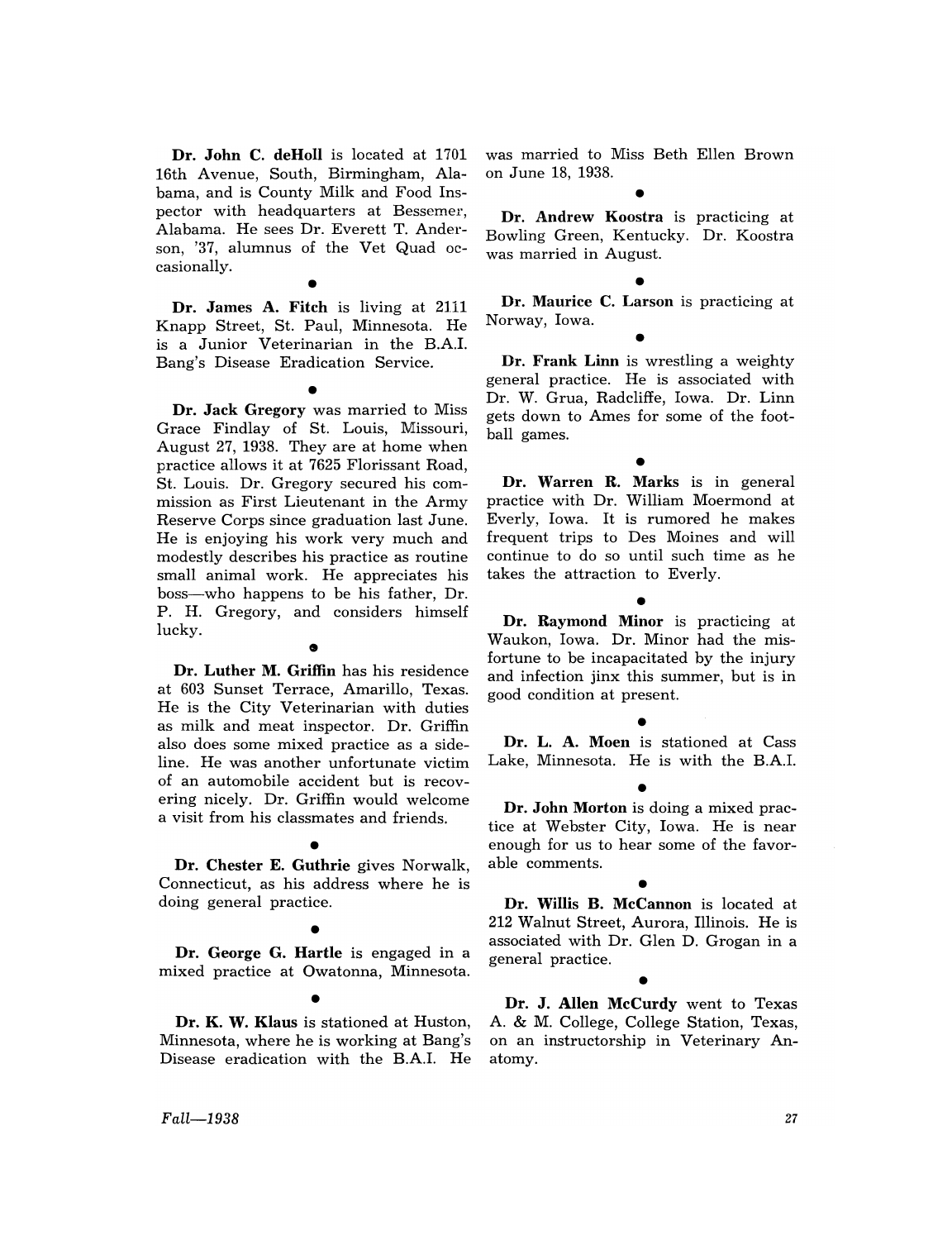**Dr. John C. deHoll** is located at 1701 16th Avenue, South, Birmingham, Alabama, and is County Milk and Food Inspector with headquarters at Bessemer, Alabama. He sees Dr. Everett T. Anderson, '37, alumnus of the Vet Quad occasionally.

•

**Dr. James A. Fitch** is living at 2111 Knapp Street, St. Paul, Minnesota. He is a Junior Veterinarian in the B.A.I. Bang's Disease Eradication Service.

•

**Dr. Jack Gregory** was married to Miss Grace Findlay of St. Louis, Missouri, August 27, 1938. They are at home when practice allows it at 7625 Florissant Road, St. Louis. Dr. Gregory secured his commission as First Lieutenant in the Army Reserve Corps since graduation last June. He is enjoying his work very much and modestly describes his practice as routine small animal work. He appreciates his boss—who happens to be his father, Dr. P. H. Gregory, and considers himself lucky.

•

**Dr. Luther M. Griffin** has his residence at 603 Sunset Terrace, Amarillo, Texas. He is the City Veterinarian with duties as milk and meat inspector. Dr. Griffin also does some mixed practice as a sideline. He was another unfortunate victim of an automobile accident but is recovering nicely. Dr. Griffin would welcome a visit from his classmates and friends.

•

**Dr. Chester E. Guthrie** gives Norwalk, Connecticut, as his address where he is doing general practice.

•

**Dr. George G. Hartle** is engaged in a mixed practice at Owatonna, Minnesota.

•

**Dr. K. W. Klaus** is stationed at Huston, Minnesota, where he is working at Bang's Disease eradication with the B.A.I. He was married to Miss Beth Ellen Brown on June 18, 1938.

•

**Dr. Andrew Koostra** is practicing at Bowling Green, Kentucky. Dr. Koostra was married in August.

•

**Dr. Maurice C. Larson** is practicing at Norway, Iowa.

•

**Dr. Frank Linn** is wrestling a weighty general practice. He is associated with Dr. W. Grua, Radcliffe, Iowa. Dr. Linn gets down to Ames for some of the football games.

•

**Dr. Warren R. Marks** is in general practice with Dr. William Moermond at Everly, Iowa. It is rumored he makes frequent trips to Des Moines and will continue to do so until such time as he takes the attraction to Everly.

•

**Dr. Raymond Minor** is practicing at Waukon, Iowa. Dr. Minor had the misfortune to be incapacitated by the injury and infection jinx this summer, but is in good condition at present.

•

**Dr. L. A. Moen** is stationed at Cass Lake, Minnesota. He is with the B.A.I.

•

**Dr. John Morton** is doing a mixed practice at Webster City, Iowa. He is near enough for us to hear some of the favorable comments.

•

**Dr. Willis B. McCannon** is located at 212 Walnut Street, Aurora, Illinois. He is associated with Dr. Glen D. Grogan in a general practice.

•

**Dr. J. Allen McCurdy** went to Texas A. & M. College, College Station, Texas, on an instructorship in Veterinary Anatomy.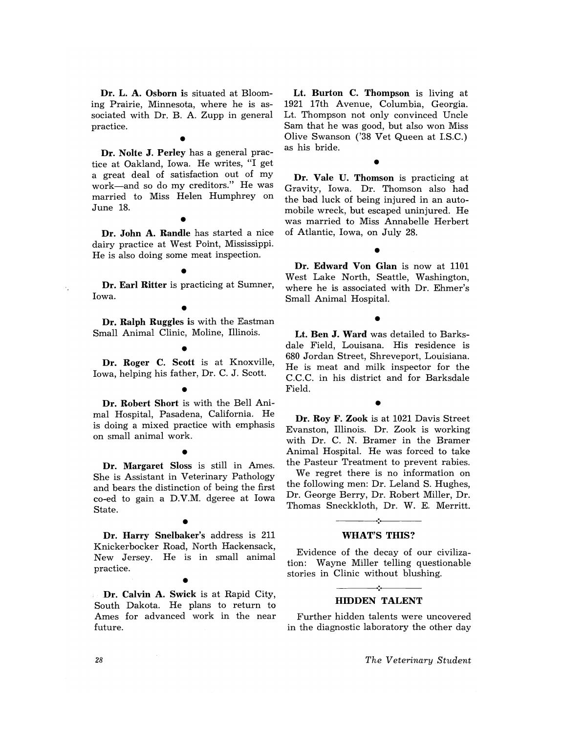**Dr. L. A. Osborn** is situated at Blooming Prairie, Minnesota, where he is associated with Dr. B. A. Zupp in general practice.

•

**Dr. Nolte J. Perley** has a general practice at Oakland, Iowa. He writes, "I get a great deal of satisfaction out of my work—and so do my creditors." He was married to Miss Helen Humphrey on June 18.

•

**Dr. John A. Randle** has started a nice dairy practice at West Point, Mississippi. He is also doing some meat inspection.

•

**Dr. Earl Ritter** is practicing at Sumner, Iowa.

•

**Dr. Ralph Ruggles** is with the Eastman Small Animal Clinic, Moline, Illinois.

•

**Dr. Roger C. Scott** is at Knoxville, Iowa, helping his father, Dr. C. J. Scott.

•

**Dr. Robert Short** is with the Bell Animal Hospital, Pasadena, California. He is doing a mixed practice with emphasis on small animal work.

•

**Dr. Margaret Sloss** is still in Ames. She is Assistant in Veterinary Pathology and bears the distinction of being the first co-ed to gain a D.V.M. dgeree at Iowa State.

•

**Dr. Harry Snelbaker's** address is 211 Knickerbocker Road, North Hackensack, New Jersey. He is in small animal practice.

•

**Dr. Calvin A. Swick** is at Rapid City, South Dakota. He plans to return to Ames for advanced work in the near future.

**Lt. Burton C. Thompson** is living at 1921 17th Avenue, Columbia, Georgia. Lt. Thompson not only convinced Uncle Sam that he was good, but also won Miss Olive Swanson ('38 Vet Queen at I.S.C.) as his bride.

•

**Dr. Vale U. Thomson** is practicing at Gravity, Iowa. Dr. Thomson also had the bad luck of being injured in an automobile wreck, but escaped uninjured. He was married to Miss Annabelle Herbert of Atlantic, Iowa, on July 28.

•

**Dr. Edward Von Glan** is now at 1101 West Lake North, Seattle, Washington, where he is associated with Dr. Ehmer's Small Animal Hospital.

•

**Lt. Ben J. Ward** was detailed to Barksdale Field, Louisana. His residence is 680 Jordan Street, Shreveport, Louisiana. He is meat and milk inspector for the C.C.C. in his district and for Barksdale Field.

•

**Dr. Roy F. Zook** is at 1021 Davis Street Evanston, Illinois. Dr. Zook is working with Dr. C. N. Bramer in the Bramer Animal Hospital. He was forced to take the Pasteur Treatment to prevent rabies.

We regret there is no information on the following men: Dr. Leland S. Hughes, Dr. George Berry, Dr. Robert Miller, Dr. Thomas Sneckkloth, Dr. W. E. Merritt.

## WHAT'S THIS?

Evidence of the decay of our civilization: Wayne Miller telling questionable stories in Clinic without blushing.

## HIDDEN TALENT

Further hidden talents were uncovered in the diagnostic laboratory the other day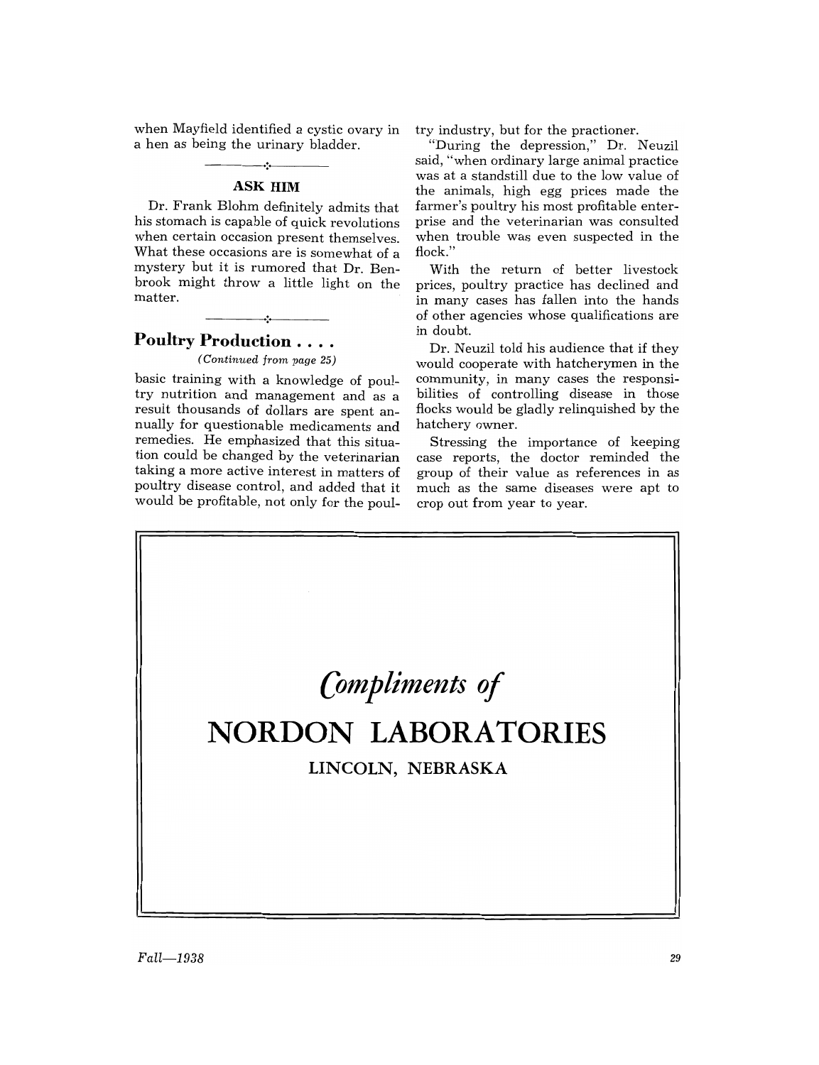when Mayfield identified a cystic ovary in a hen as being the urinary bladder.

### ASK HIM

Dr. Frank Blohm definitely admits that his stomach is capable of quick revolutions when certain occasion present themselves. What these occasions are is somewhat of a mystery but it is rumored that Dr. Benbrook might throw a little light on the matter.

## Poultry Production . . . .

*(Continued from page 25)*

basic training with a knowledge of poultry nutrition and management and as a result thousands of dollars are spent annually for questionable medicaments and remedies. He emphasized that this situation could be changed by the veterinarian taking a more active interest in matters of poultry disease control, and added that it would be profitable, not only for the poultry industry, but for the practioner.

"During the depression," Dr. Neuzil said, "when ordinary large animal practice was at a standstill due to the low value of the animals, high egg prices made the farmer's poultry his most profitable enterprise and the veterinarian was consulted when trouble was even suspected in the flock."

With the return of better livestock prices, poultry practice has declined and in many cases has fallen into the hands of other agencies whose qualifications are in doubt.

Dr. Neuzil told his audience that if they would cooperate with hatcherymen in the community, in many cases the responsibilities of controlling disease in those flocks would be gladly relinquished by the hatchery owner.

Stressing the importance of keeping case reports, the doctor reminded the group of their value as references in as much as the same diseases were apt to crop out from year to year.

*Compliments of*

**NORDON LABORATORIES**

**LINCOLN, NEBRASKA**